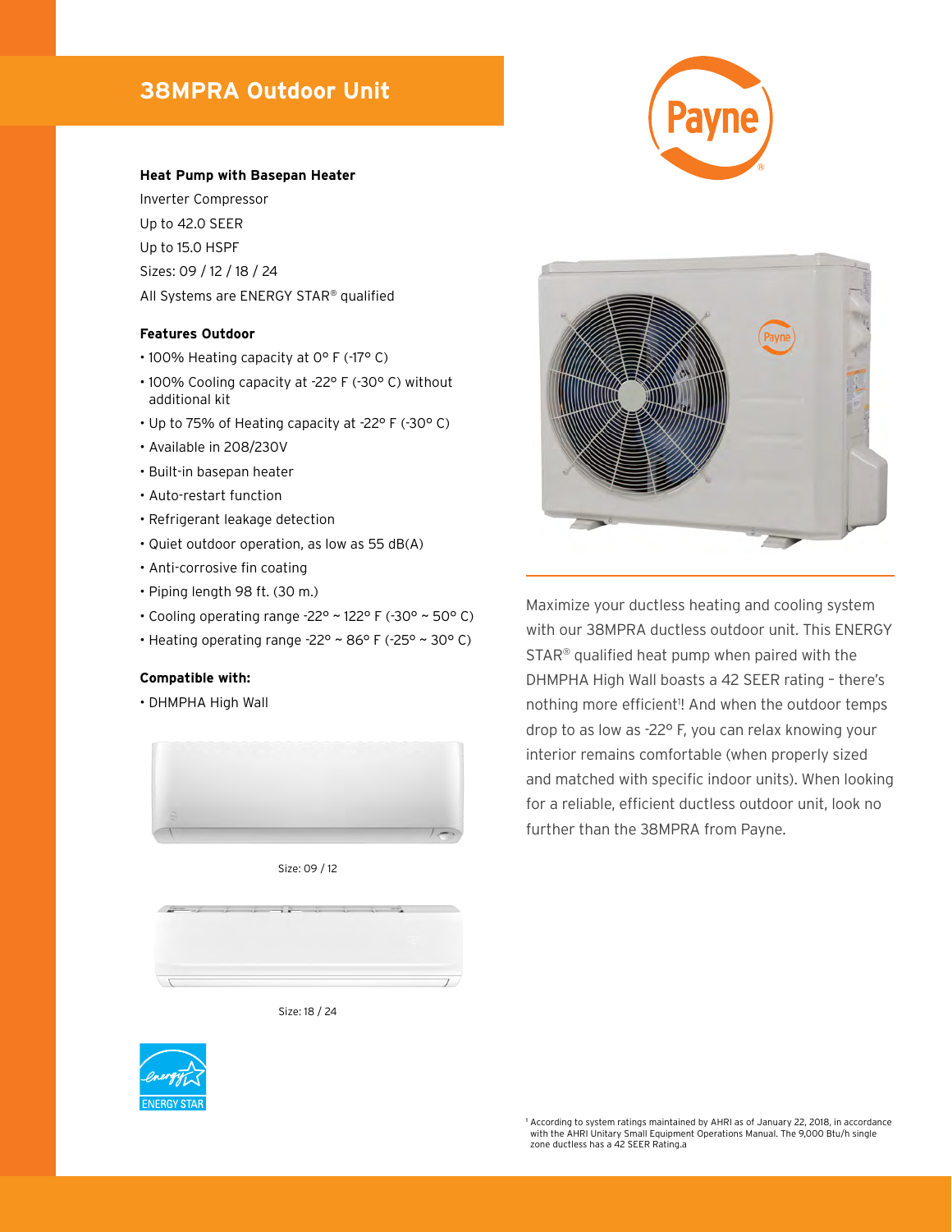# 38MPRA Outdoor Unit

**Heat Pump with Basepan Heater**

Inverter Compressor

Up to 42.0 SEER

Up to 15.0 HSPF

Sizes: 09 / 12 / 18 / 24

All Systems are ENERGY STAR® qualified

**Features Outdoor**

- 100% Heating capacity at 0° F (-17° C)
- 100% Cooling capacity at -22° F (-30° C) without additional kit
- Up to 75% of Heating capacity at -22° F (-30° C)
- Available in 208/230V
- Built-in basepan heater
- Auto-restart function
- Refrigerant leakage detection
- Quiet outdoor operation, as low as 55 dB(A)
- Anti-corrosive fin coating
- Piping length 98 ft. (30 m.)
- Cooling operating range -22° ~ 122° F (-30° ~ 50° C)
- Heating operating range -22° ~ 86° F (-25° ~ 30° C)

**Compatible with:**

- DHMPHA High Wall

Size: 09 / 12

Size: 18 / 24

Maximize your ductless heating and cooling system with our 38MPRA ductless outdoor unit. This ENERGY STAR® qualified heat pump when paired with the DHMPHA High Wall boasts a 42 SEER rating – there's nothing more efficient[1]! And when the outdoor temps drop to as low as -22° F, you can relax knowing your interior remains comfortable (when properly sized and matched with specific indoor units). When looking for a reliable, efficient ductless outdoor unit, look no further than the 38MPRA from Payne.

[1] According to system ratings maintained by AHRI as of January 22, 2018, in accordance with the AHRI Unitary Small Equipment Operations Manual. The 9,000 Btu/h single zone ductless has a 42 SEER Rating.a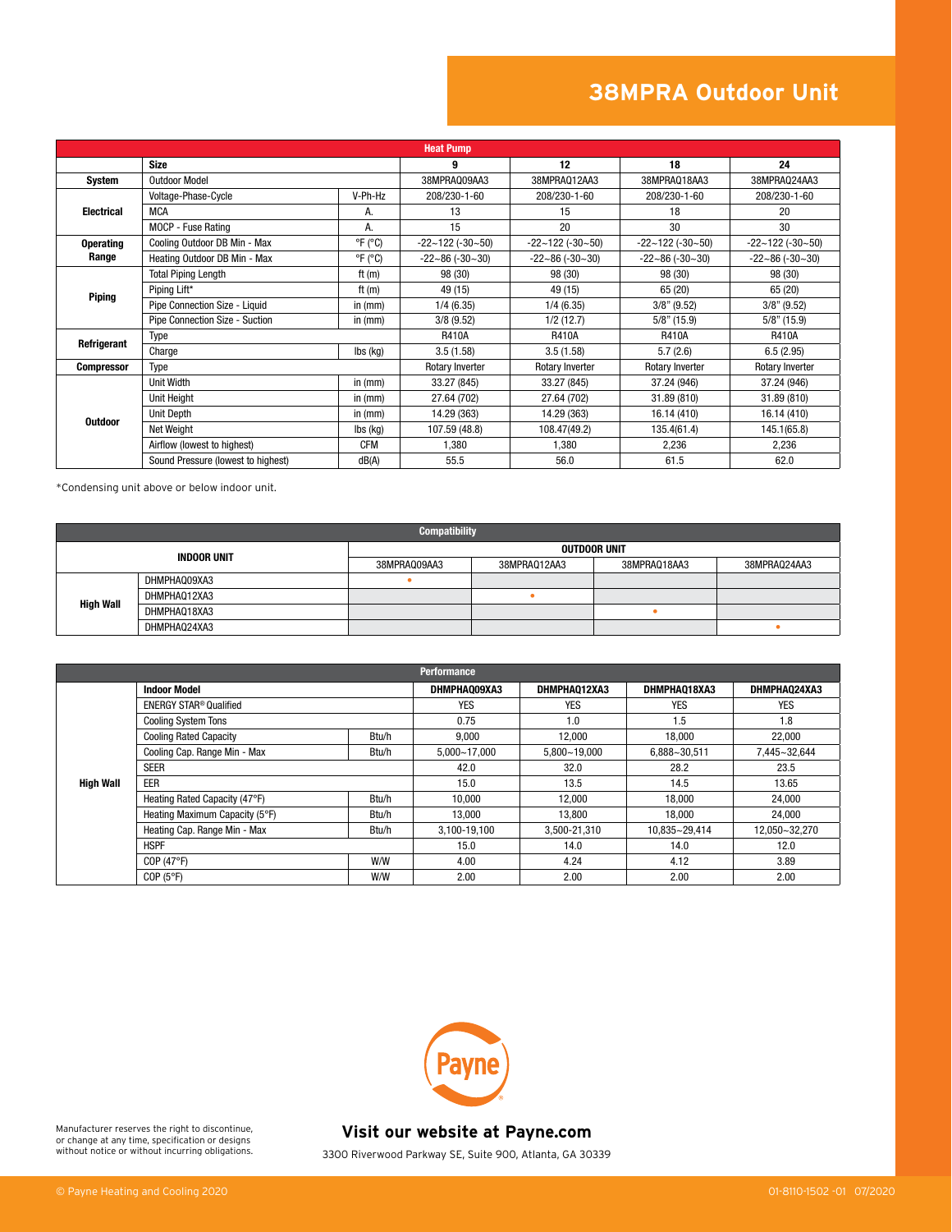# 38MPRA Outdoor Unit

| Heat Pump | | | | | | |
|---|---|---|---|---|---|---|
| | Size | | 9 | 12 | 18 | 24 |
| System | Outdoor Model | | 38MPRAQ09AA3 | 38MPRAQ12AA3 | 38MPRAQ18AA3 | 38MPRAQ24AA3 |
| Electrical | Voltage-Phase-Cycle | V-Ph-Hz | 208/230-1-60 | 208/230-1-60 | 208/230-1-60 | 208/230-1-60 |
| | MCA | A. | 13 | 15 | 18 | 20 |
| | MOCP - Fuse Rating | A. | 15 | 20 | 30 | 30 |
| Operating Range | Cooling Outdoor DB Min - Max | °F (°C) | -22~122 (-30~50) | -22~122 (-30~50) | -22~122 (-30~50) | -22~122 (-30~50) |
| | Heating Outdoor DB Min - Max | °F (°C) | -22~86 (-30~30) | -22~86 (-30~30) | -22~86 (-30~30) | -22~86 (-30~30) |
| Piping | Total Piping Length | ft (m) | 98 (30) | 98 (30) | 98 (30) | 98 (30) |
| | Piping Lift* | ft (m) | 49 (15) | 49 (15) | 65 (20) | 65 (20) |
| | Pipe Connection Size - Liquid | in (mm) | 1/4 (6.35) | 1/4 (6.35) | 3/8" (9.52) | 3/8" (9.52) |
| | Pipe Connection Size - Suction | in (mm) | 3/8 (9.52) | 1/2 (12.7) | 5/8" (15.9) | 5/8" (15.9) |
| Refrigerant | Type | | R410A | R410A | R410A | R410A |
| | Charge | lbs (kg) | 3.5 (1.58) | 3.5 (1.58) | 5.7 (2.6) | 6.5 (2.95) |
| Compressor | Type | | Rotary Inverter | Rotary Inverter | Rotary Inverter | Rotary Inverter |
| Outdoor | Unit Width | in (mm) | 33.27 (845) | 33.27 (845) | 37.24 (946) | 37.24 (946) |
| | Unit Height | in (mm) | 27.64 (702) | 27.64 (702) | 31.89 (810) | 31.89 (810) |
| | Unit Depth | in (mm) | 14.29 (363) | 14.29 (363) | 16.14 (410) | 16.14 (410) |
| | Net Weight | lbs (kg) | 107.59 (48.8) | 108.47(49.2) | 135.4(61.4) | 145.1(65.8) |
| | Airflow (lowest to highest) | CFM | 1,380 | 1,380 | 2,236 | 2,236 |
| | Sound Pressure (lowest to highest) | dB(A) | 55.5 | 56.0 | 61.5 | 62.0 |

*Condensing unit above or below indoor unit.

| Compatibility | | | | | |
|---|---|---|---|---|---|
| INDOOR UNIT | | OUTDOOR UNIT | | | |
| | | 38MPRAQ09AA3 | 38MPRAQ12AA3 | 38MPRAQ18AA3 | 38MPRAQ24AA3 |
| High Wall | DHMPHAQ09XA3 | • | | | |
| | DHMPHAQ12XA3 | | • | | |
| | DHMPHAQ18XA3 | | | • | |
| | DHMPHAQ24XA3 | | | | • |

| Performance | | | | | | |
|---|---|---|---|---|---|---|
| High Wall | Indoor Model | | DHMPHAQ09XA3 | DHMPHAQ12XA3 | DHMPHAQ18XA3 | DHMPHAQ24XA3 |
| | ENERGY STAR® Qualified | | YES | YES | YES | YES |
| | Cooling System Tons | | 0.75 | 1.0 | 1.5 | 1.8 |
| | Cooling Rated Capacity | Btu/h | 9,000 | 12,000 | 18,000 | 22,000 |
| | Cooling Cap. Range Min - Max | Btu/h | 5,000~17,000 | 5,800~19,000 | 6,888~30,511 | 7,445~32,644 |
| | SEER | | 42.0 | 32.0 | 28.2 | 23.5 |
| | EER | | 15.0 | 13.5 | 14.5 | 13.65 |
| | Heating Rated Capacity (47°F) | Btu/h | 10,000 | 12,000 | 18,000 | 24,000 |
| | Heating Maximum Capacity (5°F) | Btu/h | 13,000 | 13,800 | 18,000 | 24,000 |
| | Heating Cap. Range Min - Max | Btu/h | 3,100-19,100 | 3,500-21,310 | 10,835~29,414 | 12,050~32,270 |
| | HSPF | | 15.0 | 14.0 | 14.0 | 12.0 |
| | COP (47°F) | W/W | 4.00 | 4.24 | 4.12 | 3.89 |
| | COP (5°F) | W/W | 2.00 | 2.00 | 2.00 | 2.00 |

Payne

Manufacturer reserves the right to discontinue, or change at any time, specification or designs without notice or without incurring obligations.

**Visit our website at Payne.com**

3300 Riverwood Parkway SE, Suite 900, Atlanta, GA 30339

© Payne Heating and Cooling 2020

01-8110-1502 -01 07/2020